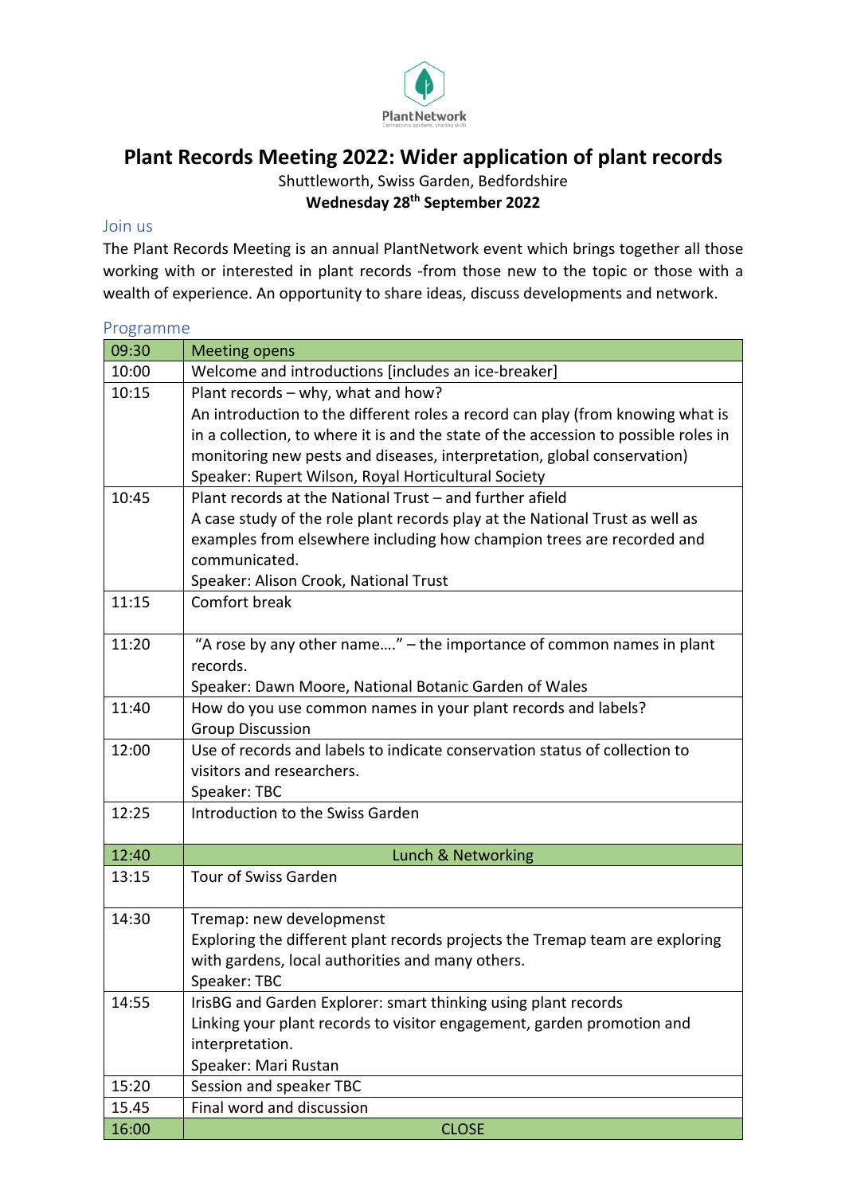PlantNetwork
Connecting gardens, sharing skills

# Plant Records Meeting 2022: Wider application of plant records

Shuttleworth, Swiss Garden, Bedfordshire

**Wednesday 28th September 2022**

## Join us

The Plant Records Meeting is an annual PlantNetwork event which brings together all those working with or interested in plant records -from those new to the topic or those with a wealth of experience. An opportunity to share ideas, discuss developments and network.

## Programme

| 09:30 | Meeting opens |
|---|---|
| 10:00 | Welcome and introductions [includes an ice-breaker] |
| 10:15 | Plant records – why, what and how?<br>An introduction to the different roles a record can play (from knowing what is in a collection, to where it is and the state of the accession to possible roles in monitoring new pests and diseases, interpretation, global conservation)<br>Speaker: Rupert Wilson, Royal Horticultural Society |
| 10:45 | Plant records at the National Trust – and further afield<br>A case study of the role plant records play at the National Trust as well as examples from elsewhere including how champion trees are recorded and communicated.<br>Speaker: Alison Crook, National Trust |
| 11:15 | Comfort break |
| 11:20 | "A rose by any other name…." – the importance of common names in plant records.<br>Speaker: Dawn Moore, National Botanic Garden of Wales |
| 11:40 | How do you use common names in your plant records and labels?<br>Group Discussion |
| 12:00 | Use of records and labels to indicate conservation status of collection to visitors and researchers.<br>Speaker: TBC |
| 12:25 | Introduction to the Swiss Garden |
| 12:40 | Lunch & Networking |
| 13:15 | Tour of Swiss Garden |
| 14:30 | Tremap: new developmenst<br>Exploring the different plant records projects the Tremap team are exploring with gardens, local authorities and many others.<br>Speaker: TBC |
| 14:55 | IrisBG and Garden Explorer: smart thinking using plant records<br>Linking your plant records to visitor engagement, garden promotion and interpretation.<br>Speaker: Mari Rustan |
| 15:20 | Session and speaker TBC |
| 15.45 | Final word and discussion |
| 16:00 | CLOSE |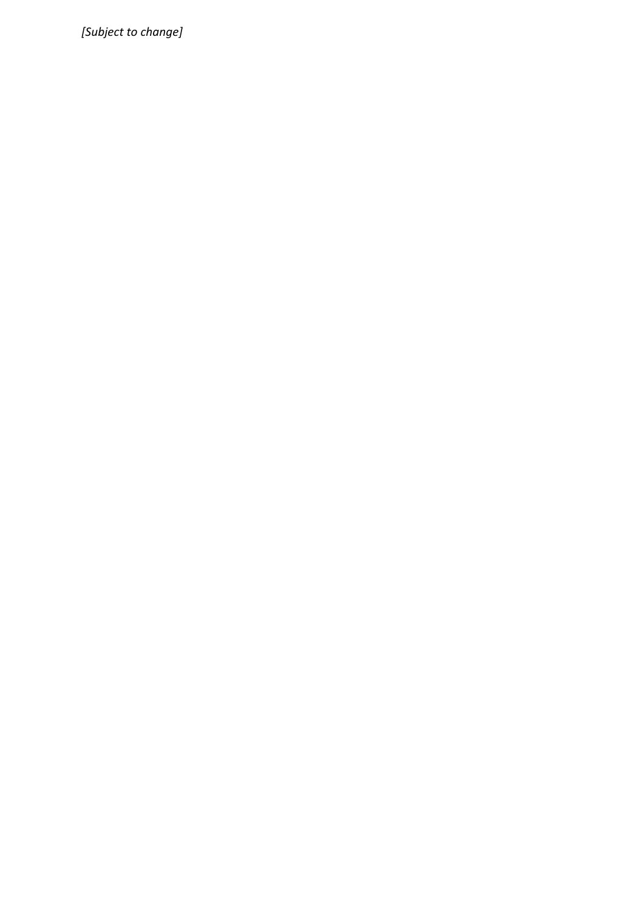*[Subject to change]*